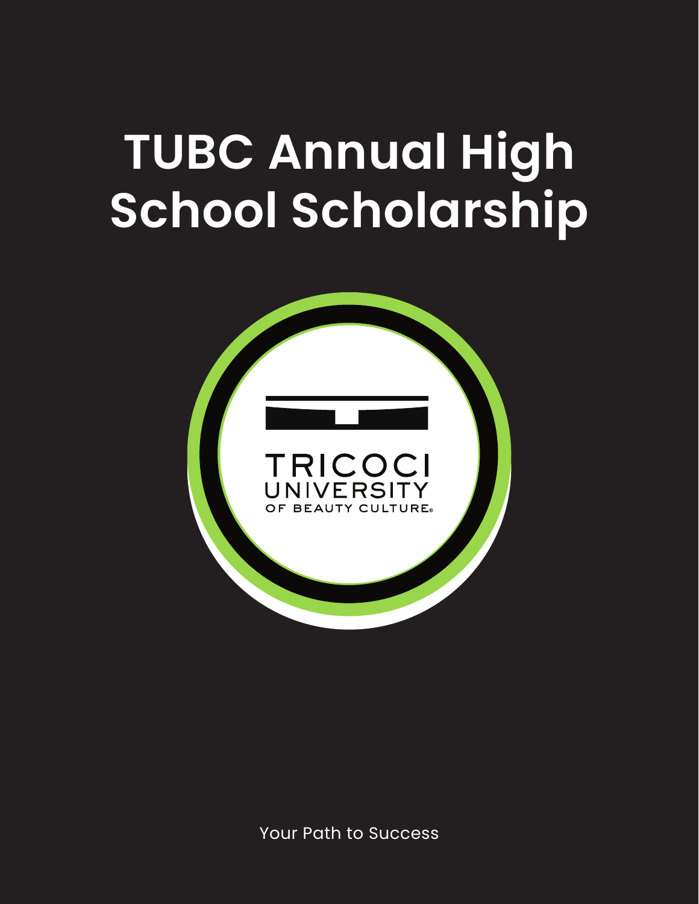# TUBC Annual High School Scholarship

TRICOCI
UNIVERSITY
OF BEAUTY CULTURE®

Your Path to Success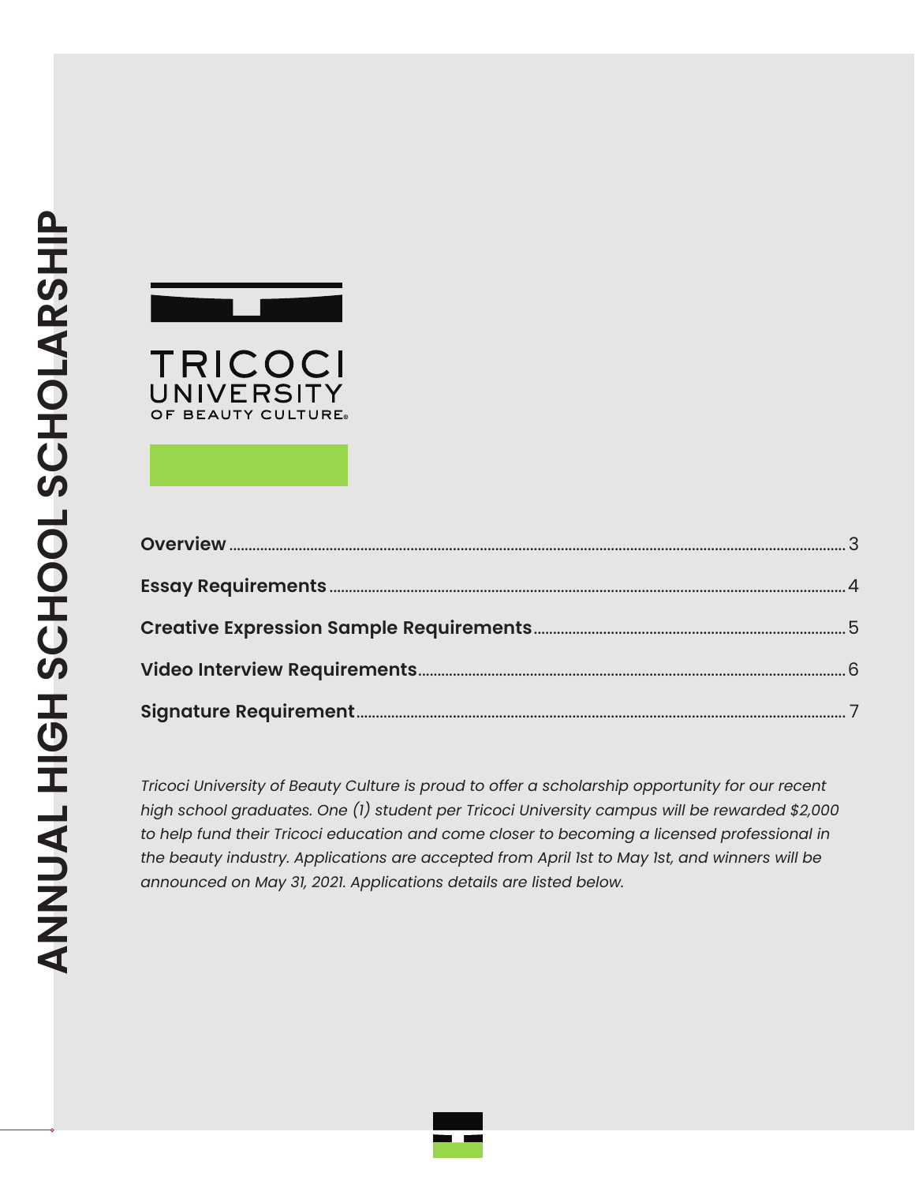# ANNUAL HIGH SCHOOL SCHOLARSHIP

TRICOCI UNIVERSITY OF BEAUTY CULTURE®

| | |
|---|---|
| **Overview** | 3 |
| **Essay Requirements** | 4 |
| **Creative Expression Sample Requirements** | 5 |
| **Video Interview Requirements** | 6 |
| **Signature Requirement** | 7 |

*Tricoci University of Beauty Culture is proud to offer a scholarship opportunity for our recent high school graduates. One (1) student per Tricoci University campus will be rewarded $2,000 to help fund their Tricoci education and come closer to becoming a licensed professional in the beauty industry. Applications are accepted from April 1st to May 1st, and winners will be announced on May 31, 2021. Applications details are listed below.*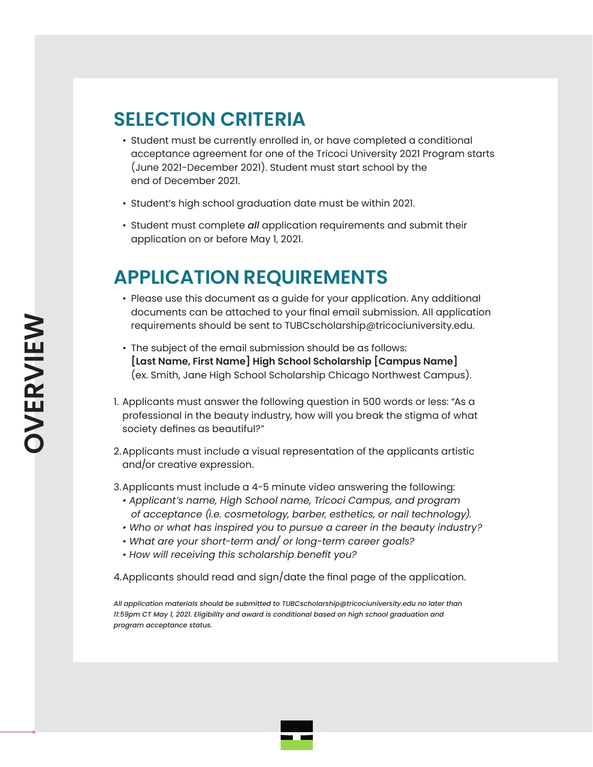OVERVIEW

## SELECTION CRITERIA

- Student must be currently enrolled in, or have completed a conditional acceptance agreement for one of the Tricoci University 2021 Program starts (June 2021-December 2021). Student must start school by the end of December 2021.
- Student's high school graduation date must be within 2021.
- Student must complete ***all*** application requirements and submit their application on or before May 1, 2021.

## APPLICATION REQUIREMENTS

- Please use this document as a guide for your application. Any additional documents can be attached to your final email submission. All application requirements should be sent to TUBCscholarship@tricociuniversity.edu.
- The subject of the email submission should be as follows: **[Last Name, First Name] High School Scholarship [Campus Name]** (ex. Smith, Jane High School Scholarship Chicago Northwest Campus).

1. Applicants must answer the following question in 500 words or less: "As a professional in the beauty industry, how will you break the stigma of what society defines as beautiful?"
2. Applicants must include a visual representation of the applicants artistic and/or creative expression.
3. Applicants must include a 4-5 minute video answering the following:
   - *Applicant's name, High School name, Tricoci Campus, and program of acceptance (i.e. cosmetology, barber, esthetics, or nail technology).*
   - *Who or what has inspired you to pursue a career in the beauty industry?*
   - *What are your short-term and/ or long-term career goals?*
   - *How will receiving this scholarship benefit you?*
4. Applicants should read and sign/date the final page of the application.

***All application materials should be submitted to TUBCscholarship@tricociuniversity.edu no later than 11:59pm CT May 1, 2021. Eligibility and award is conditional based on high school graduation and program acceptance status.***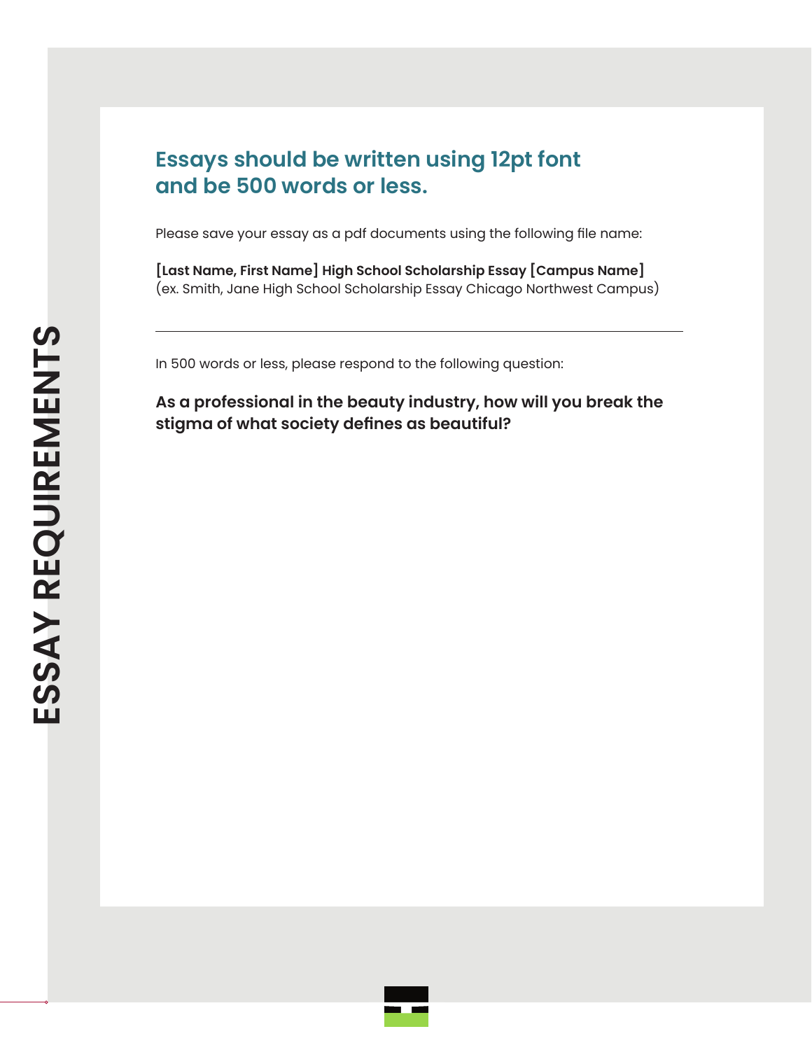# ESSAY REQUIREMENTS

## Essays should be written using 12pt font and be 500 words or less.

Please save your essay as a pdf documents using the following file name:

**[Last Name, First Name] High School Scholarship Essay [Campus Name]**
(ex. Smith, Jane High School Scholarship Essay Chicago Northwest Campus)

---

In 500 words or less, please respond to the following question:

**As a professional in the beauty industry, how will you break the stigma of what society defines as beautiful?**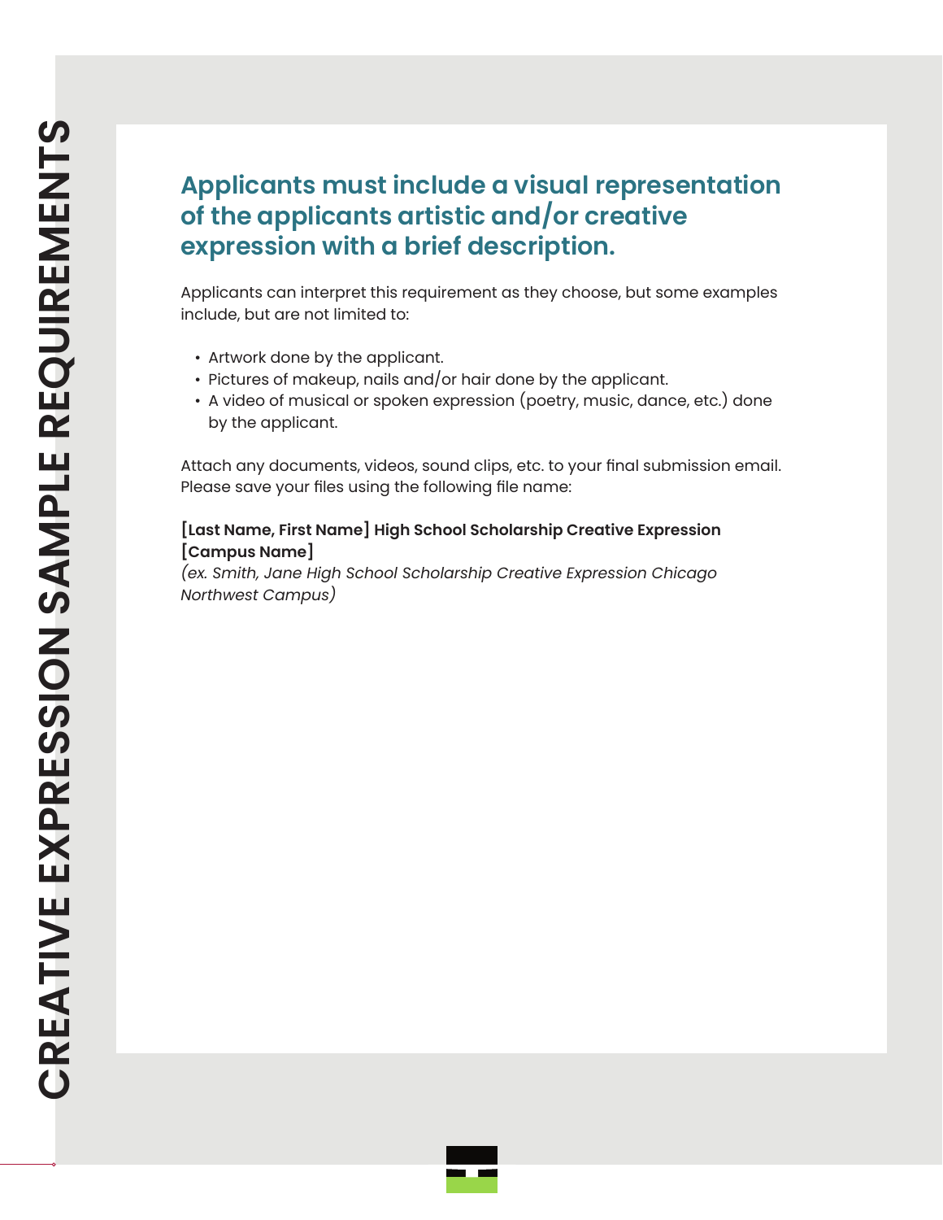# CREATIVE EXPRESSION SAMPLE REQUIREMENTS

## Applicants must include a visual representation of the applicants artistic and/or creative expression with a brief description.

Applicants can interpret this requirement as they choose, but some examples include, but are not limited to:

- Artwork done by the applicant.
- Pictures of makeup, nails and/or hair done by the applicant.
- A video of musical or spoken expression (poetry, music, dance, etc.) done by the applicant.

Attach any documents, videos, sound clips, etc. to your final submission email. Please save your files using the following file name:

**[Last Name, First Name] High School Scholarship Creative Expression [Campus Name]**
*(ex. Smith, Jane High School Scholarship Creative Expression Chicago Northwest Campus)*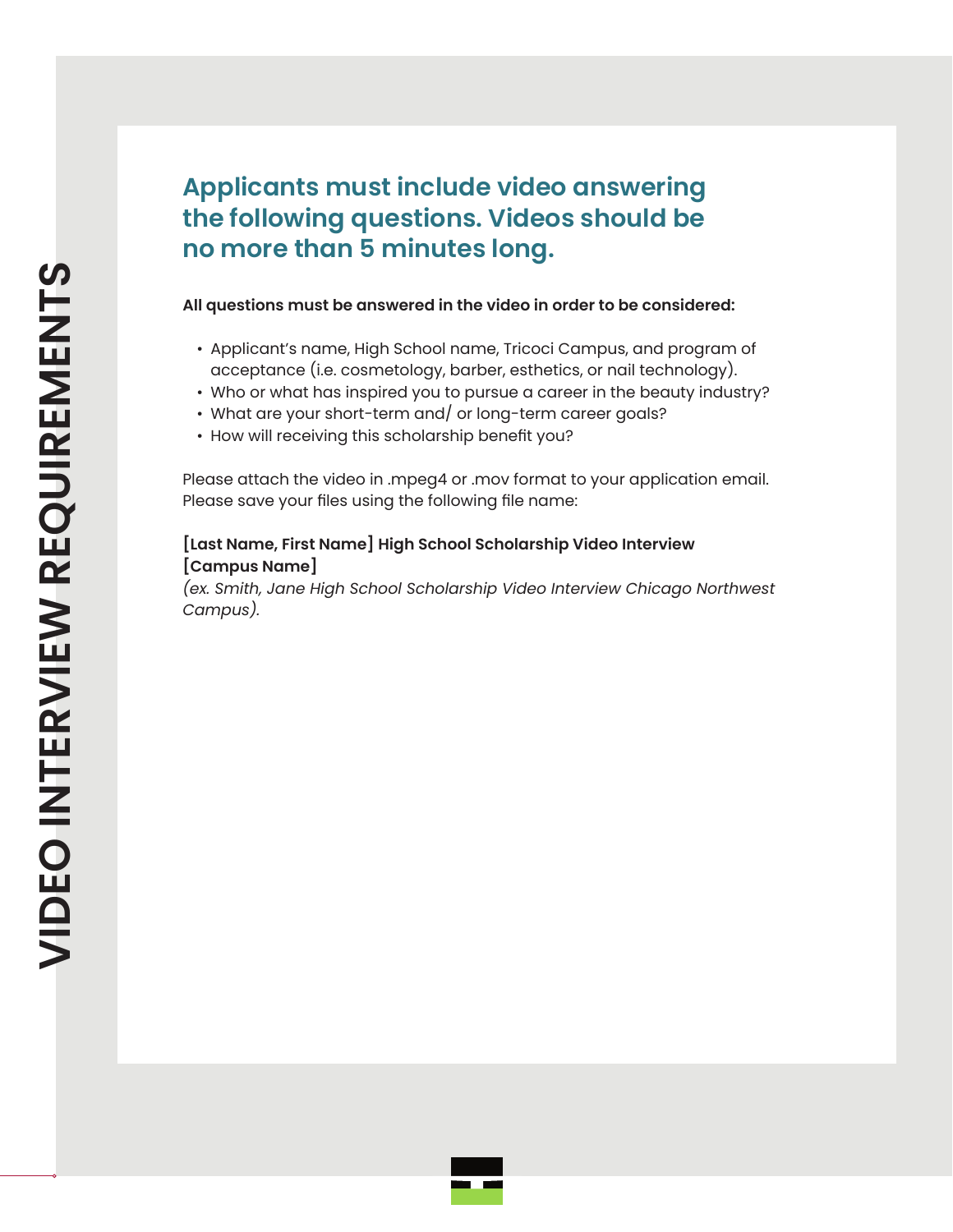# VIDEO INTERVIEW REQUIREMENTS

## Applicants must include video answering the following questions. Videos should be no more than 5 minutes long.

**All questions must be answered in the video in order to be considered:**

- Applicant's name, High School name, Tricoci Campus, and program of acceptance (i.e. cosmetology, barber, esthetics, or nail technology).
- Who or what has inspired you to pursue a career in the beauty industry?
- What are your short-term and/ or long-term career goals?
- How will receiving this scholarship benefit you?

Please attach the video in .mpeg4 or .mov format to your application email. Please save your files using the following file name:

**[Last Name, First Name] High School Scholarship Video Interview [Campus Name]**
*(ex. Smith, Jane High School Scholarship Video Interview Chicago Northwest Campus).*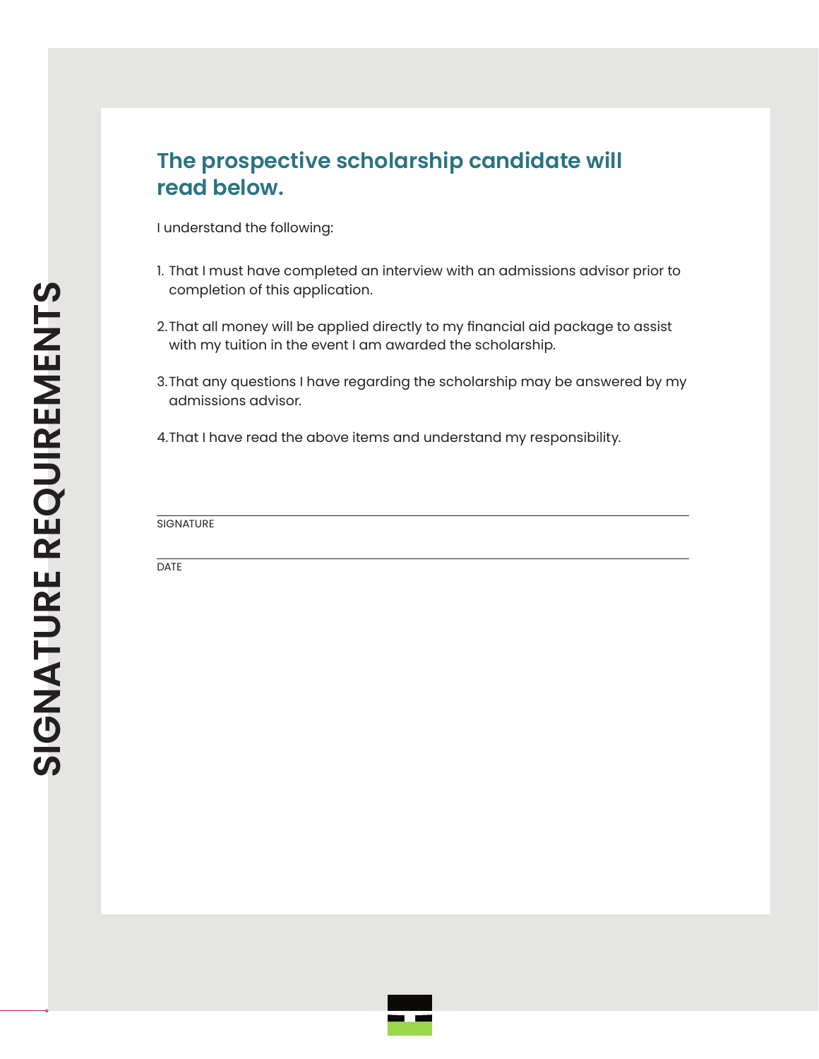# SIGNATURE REQUIREMENTS

## The prospective scholarship candidate will read below.

I understand the following:

1. That I must have completed an interview with an admissions advisor prior to completion of this application.
2. That all money will be applied directly to my financial aid package to assist with my tuition in the event I am awarded the scholarship.
3. That any questions I have regarding the scholarship may be answered by my admissions advisor.
4. That I have read the above items and understand my responsibility.

______________________________

SIGNATURE

______________________________

DATE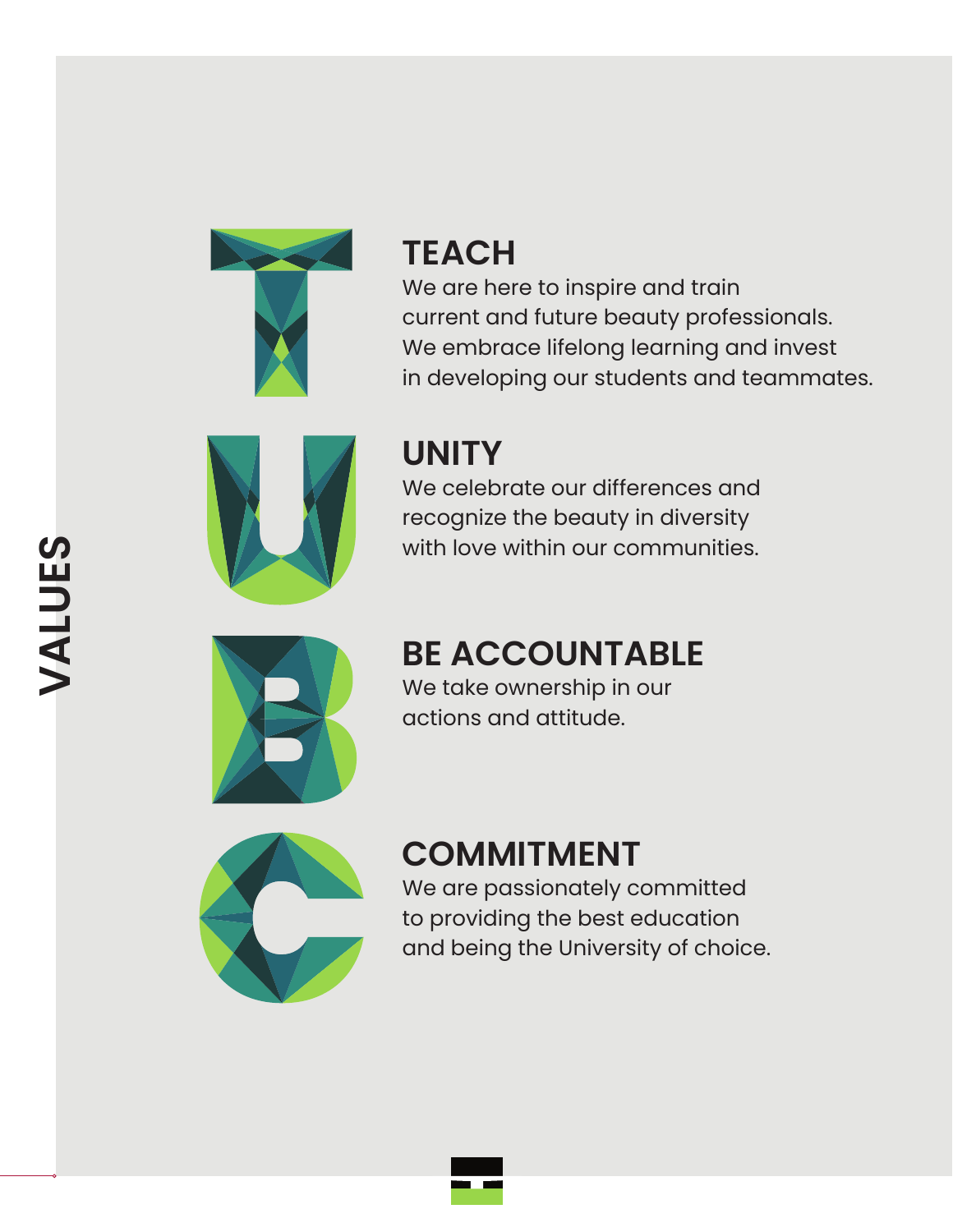# VALUES

## TEACH

We are here to inspire and train current and future beauty professionals. We embrace lifelong learning and invest in developing our students and teammates.

## UNITY

We celebrate our differences and recognize the beauty in diversity with love within our communities.

## BE ACCOUNTABLE

We take ownership in our actions and attitude.

## COMMITMENT

We are passionately committed to providing the best education and being the University of choice.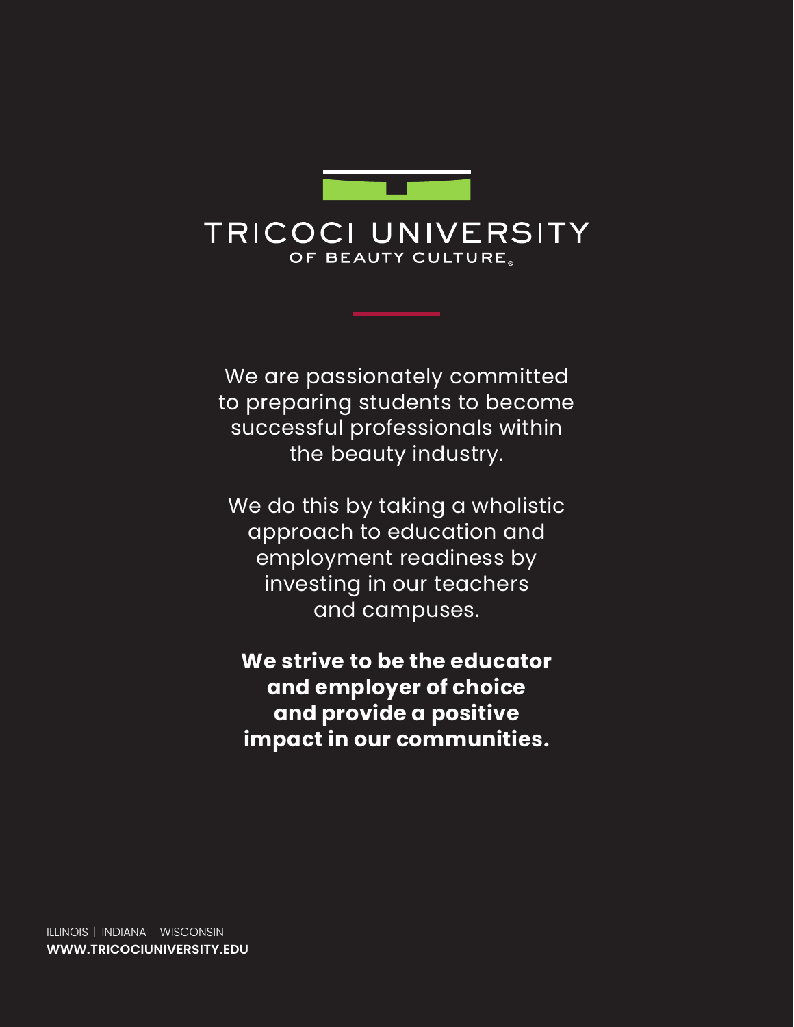# TRICOCI UNIVERSITY

OF BEAUTY CULTURE®

We are passionately committed to preparing students to become successful professionals within the beauty industry.

We do this by taking a wholistic approach to education and employment readiness by investing in our teachers and campuses.

**We strive to be the educator and employer of choice and provide a positive impact in our communities.**

ILLINOIS | INDIANA | WISCONSIN

**WWW.TRICOCIUNIVERSITY.EDU**